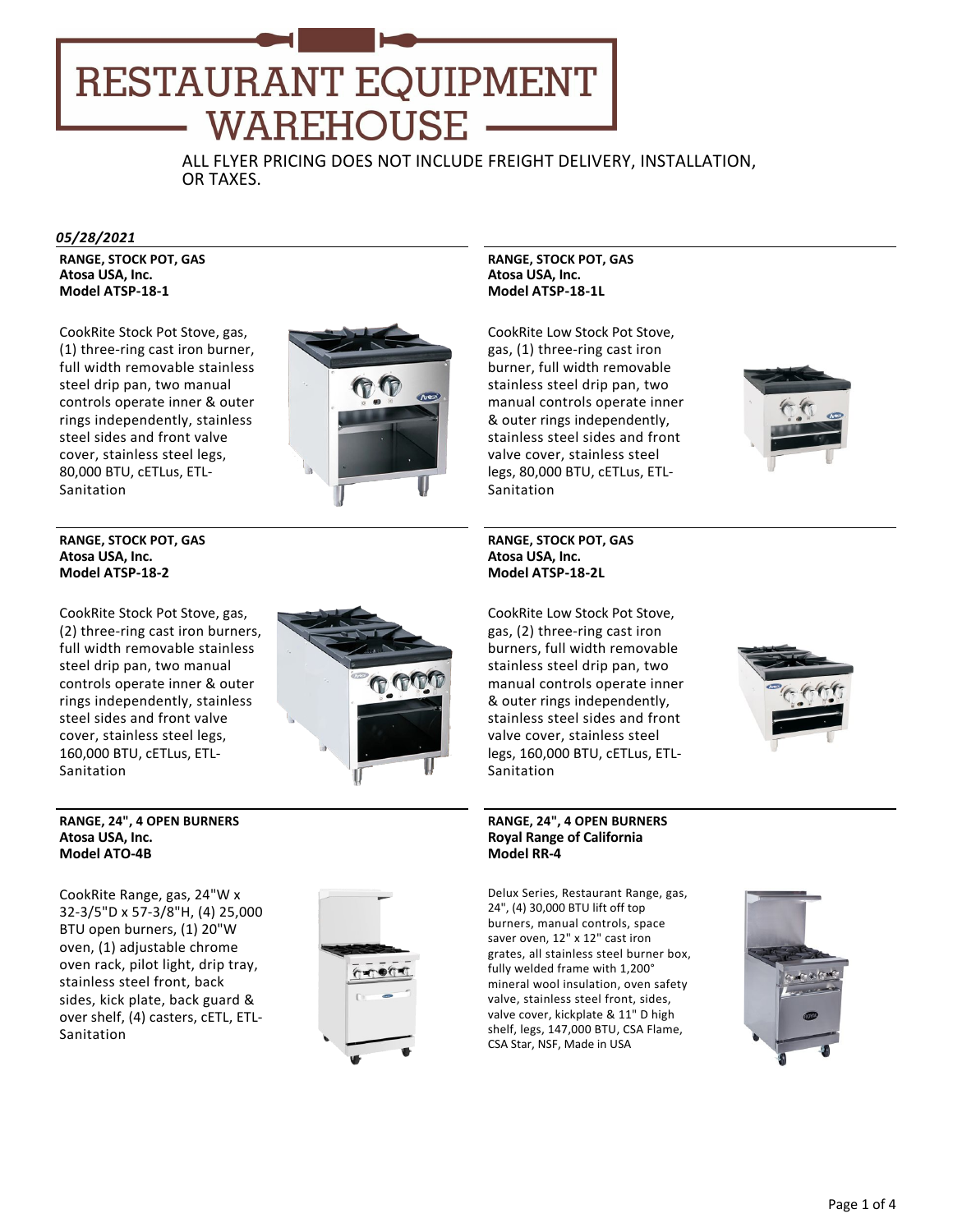# RESTAURANT EQUIPMENT WAREHOUSE

ALL FLYER PRICING DOES NOT INCLUDE FREIGHT DELIVERY, INSTALLATION, OR TAXES.

*05/28/2021*

**RANGE, STOCK POT, GAS**
**Atosa USA, Inc.**
**Model ATSP-18-1**

CookRite Stock Pot Stove, gas, (1) three-ring cast iron burner, full width removable stainless steel drip pan, two manual controls operate inner & outer rings independently, stainless steel sides and front valve cover, stainless steel legs, 80,000 BTU, cETLus, ETL-Sanitation

---

**RANGE, STOCK POT, GAS**
**Atosa USA, Inc.**
**Model ATSP-18-1L**

CookRite Low Stock Pot Stove, gas, (1) three-ring cast iron burner, full width removable stainless steel drip pan, two manual controls operate inner & outer rings independently, stainless steel sides and front valve cover, stainless steel legs, 80,000 BTU, cETLus, ETL-Sanitation

---

**RANGE, STOCK POT, GAS**
**Atosa USA, Inc.**
**Model ATSP-18-2**

CookRite Stock Pot Stove, gas, (2) three-ring cast iron burners, full width removable stainless steel drip pan, two manual controls operate inner & outer rings independently, stainless steel sides and front valve cover, stainless steel legs, 160,000 BTU, cETLus, ETL-Sanitation

---

**RANGE, STOCK POT, GAS**
**Atosa USA, Inc.**
**Model ATSP-18-2L**

CookRite Low Stock Pot Stove, gas, (2) three-ring cast iron burners, full width removable stainless steel drip pan, two manual controls operate inner & outer rings independently, stainless steel sides and front valve cover, stainless steel legs, 160,000 BTU, cETLus, ETL-Sanitation

---

**RANGE, 24", 4 OPEN BURNERS**
**Atosa USA, Inc.**
**Model ATO-4B**

CookRite Range, gas, 24"W x 32-3/5"D x 57-3/8"H, (4) 25,000 BTU open burners, (1) 20"W oven, (1) adjustable chrome oven rack, pilot light, drip tray, stainless steel front, back sides, kick plate, back guard & over shelf, (4) casters, cETL, ETL-Sanitation

---

**RANGE, 24", 4 OPEN BURNERS**
**Royal Range of California**
**Model RR-4**

Delux Series, Restaurant Range, gas, 24", (4) 30,000 BTU lift off top burners, manual controls, space saver oven, 12" x 12" cast iron grates, all stainless steel burner box, fully welded frame with 1,200° mineral wool insulation, oven safety valve, stainless steel front, sides, valve cover, kickplate & 11" D high shelf, legs, 147,000 BTU, CSA Flame, CSA Star, NSF, Made in USA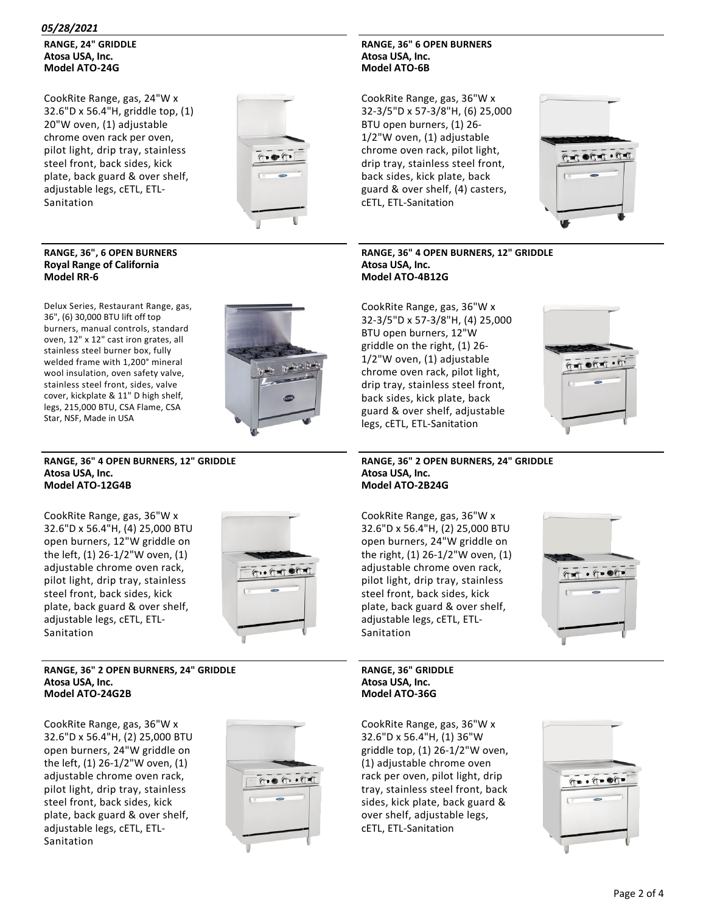*05/28/2021*

**RANGE, 24" GRIDDLE**
**Atosa USA, Inc.**
**Model ATO-24G**

CookRite Range, gas, 24"W x 32.6"D x 56.4"H, griddle top, (1) 20"W oven, (1) adjustable chrome oven rack per oven, pilot light, drip tray, stainless steel front, back sides, kick plate, back guard & over shelf, adjustable legs, cETL, ETL-Sanitation

**RANGE, 36", 6 OPEN BURNERS**
**Royal Range of California**
**Model RR-6**

Delux Series, Restaurant Range, gas, 36", (6) 30,000 BTU lift off top burners, manual controls, standard oven, 12" x 12" cast iron grates, all stainless steel burner box, fully welded frame with 1,200° mineral wool insulation, oven safety valve, stainless steel front, sides, valve cover, kickplate & 11" D high shelf, legs, 215,000 BTU, CSA Flame, CSA Star, NSF, Made in USA

**RANGE, 36" 4 OPEN BURNERS, 12" GRIDDLE**
**Atosa USA, Inc.**
**Model ATO-12G4B**

CookRite Range, gas, 36"W x 32.6"D x 56.4"H, (4) 25,000 BTU open burners, 12"W griddle on the left, (1) 26-1/2"W oven, (1) adjustable chrome oven rack, pilot light, drip tray, stainless steel front, back sides, kick plate, back guard & over shelf, adjustable legs, cETL, ETL-Sanitation

**RANGE, 36" 2 OPEN BURNERS, 24" GRIDDLE**
**Atosa USA, Inc.**
**Model ATO-24G2B**

CookRite Range, gas, 36"W x 32.6"D x 56.4"H, (2) 25,000 BTU open burners, 24"W griddle on the left, (1) 26-1/2"W oven, (1) adjustable chrome oven rack, pilot light, drip tray, stainless steel front, back sides, kick plate, back guard & over shelf, adjustable legs, cETL, ETL-Sanitation

**RANGE, 36" 6 OPEN BURNERS**
**Atosa USA, Inc.**
**Model ATO-6B**

CookRite Range, gas, 36"W x 32-3/5"D x 57-3/8"H, (6) 25,000 BTU open burners, (1) 26-1/2"W oven, (1) adjustable chrome oven rack, pilot light, drip tray, stainless steel front, back sides, kick plate, back guard & over shelf, (4) casters, cETL, ETL-Sanitation

**RANGE, 36" 4 OPEN BURNERS, 12" GRIDDLE**
**Atosa USA, Inc.**
**Model ATO-4B12G**

CookRite Range, gas, 36"W x 32-3/5"D x 57-3/8"H, (4) 25,000 BTU open burners, 12"W griddle on the right, (1) 26-1/2"W oven, (1) adjustable chrome oven rack, pilot light, drip tray, stainless steel front, back sides, kick plate, back guard & over shelf, adjustable legs, cETL, ETL-Sanitation

**RANGE, 36" 2 OPEN BURNERS, 24" GRIDDLE**
**Atosa USA, Inc.**
**Model ATO-2B24G**

CookRite Range, gas, 36"W x 32.6"D x 56.4"H, (2) 25,000 BTU open burners, 24"W griddle on the right, (1) 26-1/2"W oven, (1) adjustable chrome oven rack, pilot light, drip tray, stainless steel front, back sides, kick plate, back guard & over shelf, adjustable legs, cETL, ETL-Sanitation

**RANGE, 36" GRIDDLE**
**Atosa USA, Inc.**
**Model ATO-36G**

CookRite Range, gas, 36"W x 32.6"D x 56.4"H, (1) 36"W griddle top, (1) 26-1/2"W oven, (1) adjustable chrome oven rack per oven, pilot light, drip tray, stainless steel front, back sides, kick plate, back guard & over shelf, adjustable legs, cETL, ETL-Sanitation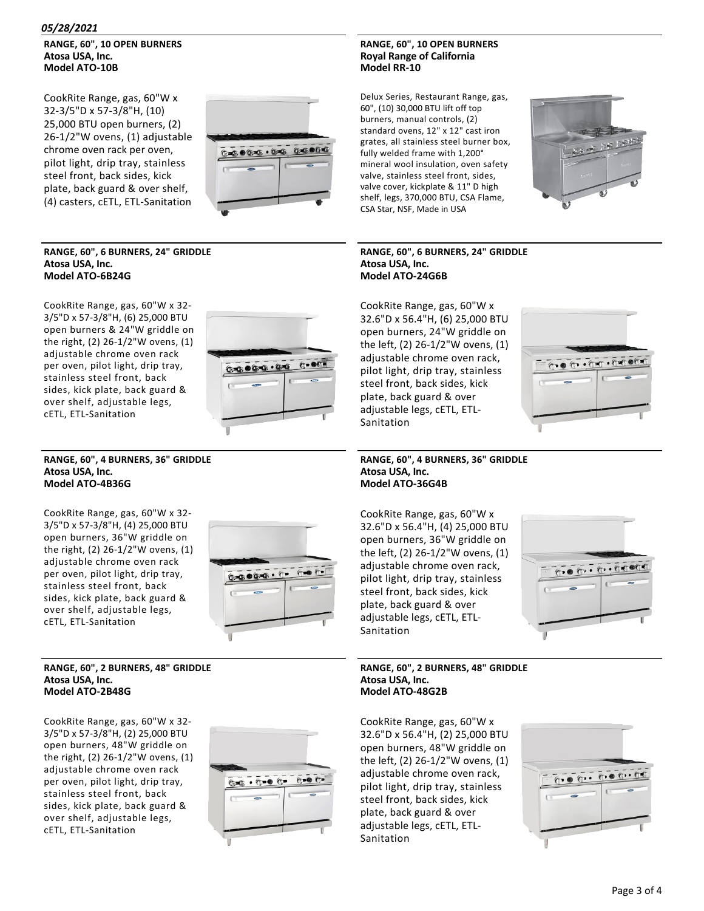*05/28/2021*

**RANGE, 60", 10 OPEN BURNERS**
**Atosa USA, Inc.**
**Model ATO-10B**

CookRite Range, gas, 60"W x 32-3/5"D x 57-3/8"H, (10) 25,000 BTU open burners, (2) 26-1/2"W ovens, (1) adjustable chrome oven rack per oven, pilot light, drip tray, stainless steel front, back sides, kick plate, back guard & over shelf, (4) casters, cETL, ETL-Sanitation

**RANGE, 60", 10 OPEN BURNERS**
**Royal Range of California**
**Model RR-10**

Delux Series, Restaurant Range, gas, 60", (10) 30,000 BTU lift off top burners, manual controls, (2) standard ovens, 12" x 12" cast iron grates, all stainless steel burner box, fully welded frame with 1,200° mineral wool insulation, oven safety valve, stainless steel front, sides, valve cover, kickplate & 11" D high shelf, legs, 370,000 BTU, CSA Flame, CSA Star, NSF, Made in USA

**RANGE, 60", 6 BURNERS, 24" GRIDDLE**
**Atosa USA, Inc.**
**Model ATO-6B24G**

CookRite Range, gas, 60"W x 32-3/5"D x 57-3/8"H, (6) 25,000 BTU open burners & 24"W griddle on the right, (2) 26-1/2"W ovens, (1) adjustable chrome oven rack per oven, pilot light, drip tray, stainless steel front, back sides, kick plate, back guard & over shelf, adjustable legs, cETL, ETL-Sanitation

**RANGE, 60", 6 BURNERS, 24" GRIDDLE**
**Atosa USA, Inc.**
**Model ATO-24G6B**

CookRite Range, gas, 60"W x 32.6"D x 56.4"H, (6) 25,000 BTU open burners, 24"W griddle on the left, (2) 26-1/2"W ovens, (1) adjustable chrome oven rack, pilot light, drip tray, stainless steel front, back sides, kick plate, back guard & over adjustable legs, cETL, ETL-Sanitation

**RANGE, 60", 4 BURNERS, 36" GRIDDLE**
**Atosa USA, Inc.**
**Model ATO-4B36G**

CookRite Range, gas, 60"W x 32-3/5"D x 57-3/8"H, (4) 25,000 BTU open burners, 36"W griddle on the right, (2) 26-1/2"W ovens, (1) adjustable chrome oven rack per oven, pilot light, drip tray, stainless steel front, back sides, kick plate, back guard & over shelf, adjustable legs, cETL, ETL-Sanitation

**RANGE, 60", 4 BURNERS, 36" GRIDDLE**
**Atosa USA, Inc.**
**Model ATO-36G4B**

CookRite Range, gas, 60"W x 32.6"D x 56.4"H, (4) 25,000 BTU open burners, 36"W griddle on the left, (2) 26-1/2"W ovens, (1) adjustable chrome oven rack, pilot light, drip tray, stainless steel front, back sides, kick plate, back guard & over adjustable legs, cETL, ETL-Sanitation

**RANGE, 60", 2 BURNERS, 48" GRIDDLE**
**Atosa USA, Inc.**
**Model ATO-2B48G**

CookRite Range, gas, 60"W x 32-3/5"D x 57-3/8"H, (2) 25,000 BTU open burners, 48"W griddle on the right, (2) 26-1/2"W ovens, (1) adjustable chrome oven rack per oven, pilot light, drip tray, stainless steel front, back sides, kick plate, back guard & over shelf, adjustable legs, cETL, ETL-Sanitation

**RANGE, 60", 2 BURNERS, 48" GRIDDLE**
**Atosa USA, Inc.**
**Model ATO-48G2B**

CookRite Range, gas, 60"W x 32.6"D x 56.4"H, (2) 25,000 BTU open burners, 48"W griddle on the left, (2) 26-1/2"W ovens, (1) adjustable chrome oven rack, pilot light, drip tray, stainless steel front, back sides, kick plate, back guard & over adjustable legs, cETL, ETL-Sanitation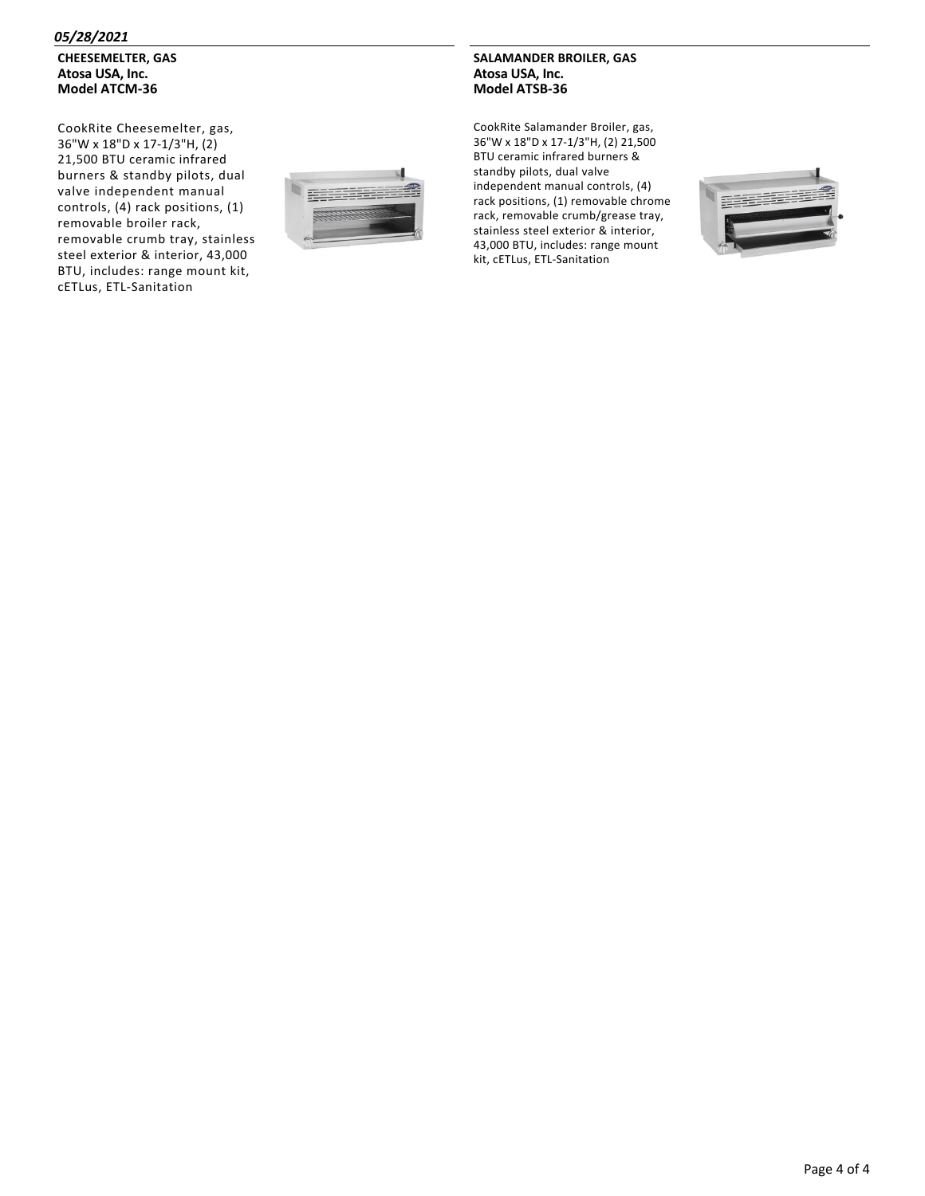*05/28/2021*

**CHEESEMELTER, GAS**
**Atosa USA, Inc.**
**Model ATCM-36**

CookRite Cheesemelter, gas, 36"W x 18"D x 17-1/3"H, (2) 21,500 BTU ceramic infrared burners & standby pilots, dual valve independent manual controls, (4) rack positions, (1) removable broiler rack, removable crumb tray, stainless steel exterior & interior, 43,000 BTU, includes: range mount kit, cETLus, ETL-Sanitation

**SALAMANDER BROILER, GAS**
**Atosa USA, Inc.**
**Model ATSB-36**

CookRite Salamander Broiler, gas, 36"W x 18"D x 17-1/3"H, (2) 21,500 BTU ceramic infrared burners & standby pilots, dual valve independent manual controls, (4) rack positions, (1) removable chrome rack, removable crumb/grease tray, stainless steel exterior & interior, 43,000 BTU, includes: range mount kit, cETLus, ETL-Sanitation